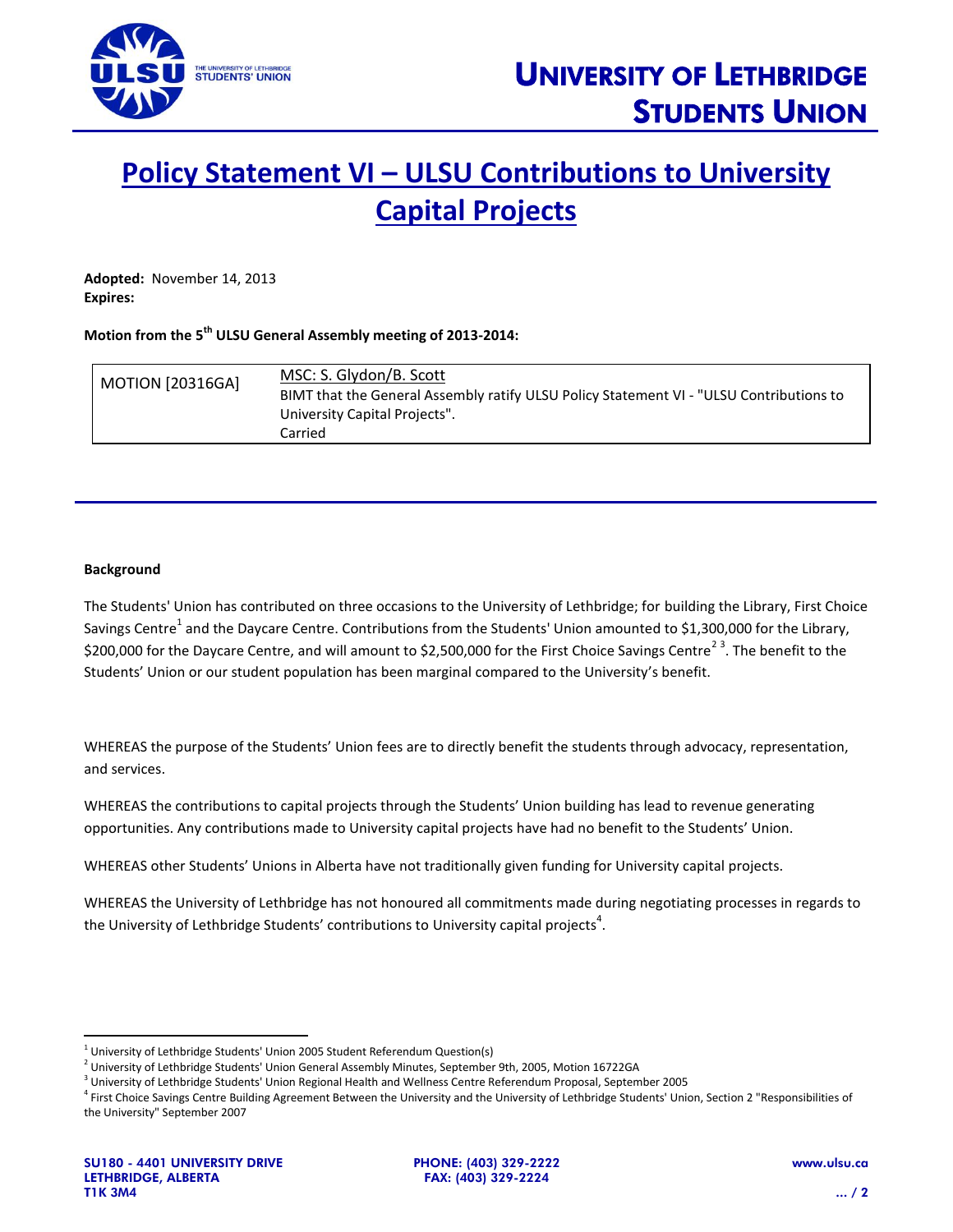# Policy Statement VI – ULSU Contributions to University Capital Projects

**Adopted:** November 14, 2013
**Expires:**

**Motion from the 5th ULSU General Assembly meeting of 2013-2014:**

| MOTION [20316GA] | MSC: S. Glydon/B. Scott<br>BIMT that the General Assembly ratify ULSU Policy Statement VI - "ULSU Contributions to University Capital Projects".<br>Carried |
|---|---|

**Background**

The Students' Union has contributed on three occasions to the University of Lethbridge; for building the Library, First Choice Savings Centre[1] and the Daycare Centre. Contributions from the Students' Union amounted to $1,300,000 for the Library, $200,000 for the Daycare Centre, and will amount to $2,500,000 for the First Choice Savings Centre[2,3]. The benefit to the Students' Union or our student population has been marginal compared to the University's benefit.

WHEREAS the purpose of the Students' Union fees are to directly benefit the students through advocacy, representation, and services.

WHEREAS the contributions to capital projects through the Students' Union building has lead to revenue generating opportunities. Any contributions made to University capital projects have had no benefit to the Students' Union.

WHEREAS other Students' Unions in Alberta have not traditionally given funding for University capital projects.

WHEREAS the University of Lethbridge has not honoured all commitments made during negotiating processes in regards to the University of Lethbridge Students' contributions to University capital projects[4].

---

[1] University of Lethbridge Students' Union 2005 Student Referendum Question(s)
[2] University of Lethbridge Students' Union General Assembly Minutes, September 9th, 2005, Motion 16722GA
[3] University of Lethbridge Students' Union Regional Health and Wellness Centre Referendum Proposal, September 2005
[4] First Choice Savings Centre Building Agreement Between the University and the University of Lethbridge Students' Union, Section 2 "Responsibilities of the University" September 2007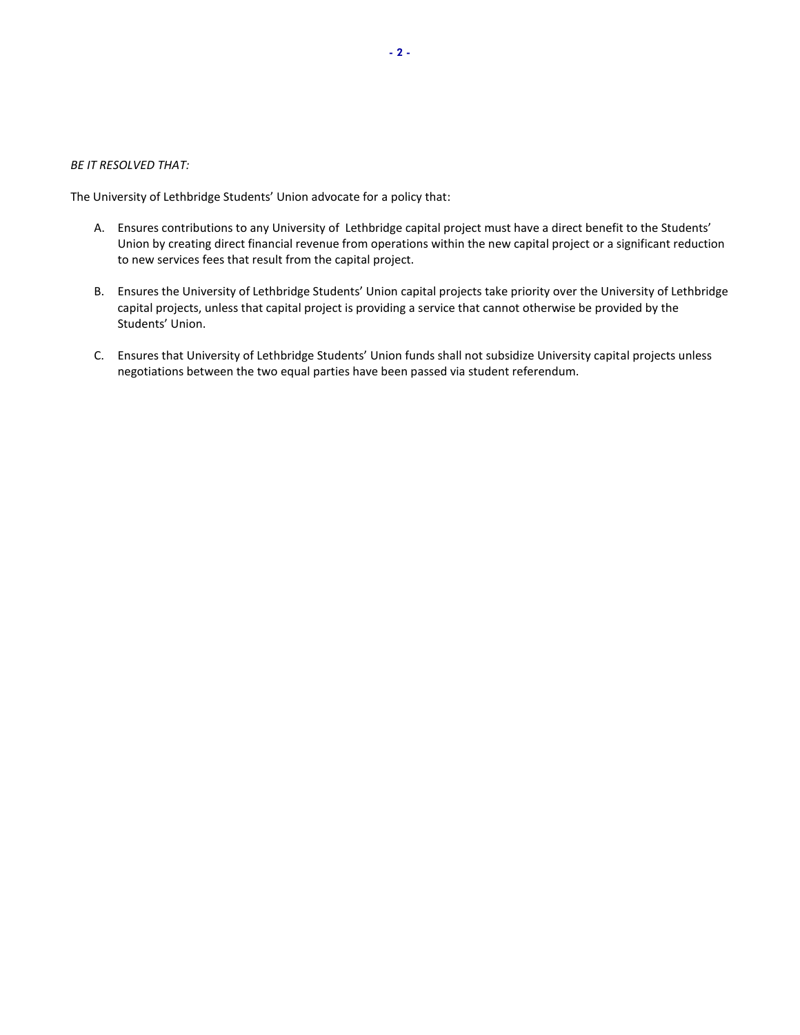*BE IT RESOLVED THAT:*

The University of Lethbridge Students' Union advocate for a policy that:

A. Ensures contributions to any University of Lethbridge capital project must have a direct benefit to the Students' Union by creating direct financial revenue from operations within the new capital project or a significant reduction to new services fees that result from the capital project.

B. Ensures the University of Lethbridge Students' Union capital projects take priority over the University of Lethbridge capital projects, unless that capital project is providing a service that cannot otherwise be provided by the Students' Union.

C. Ensures that University of Lethbridge Students' Union funds shall not subsidize University capital projects unless negotiations between the two equal parties have been passed via student referendum.